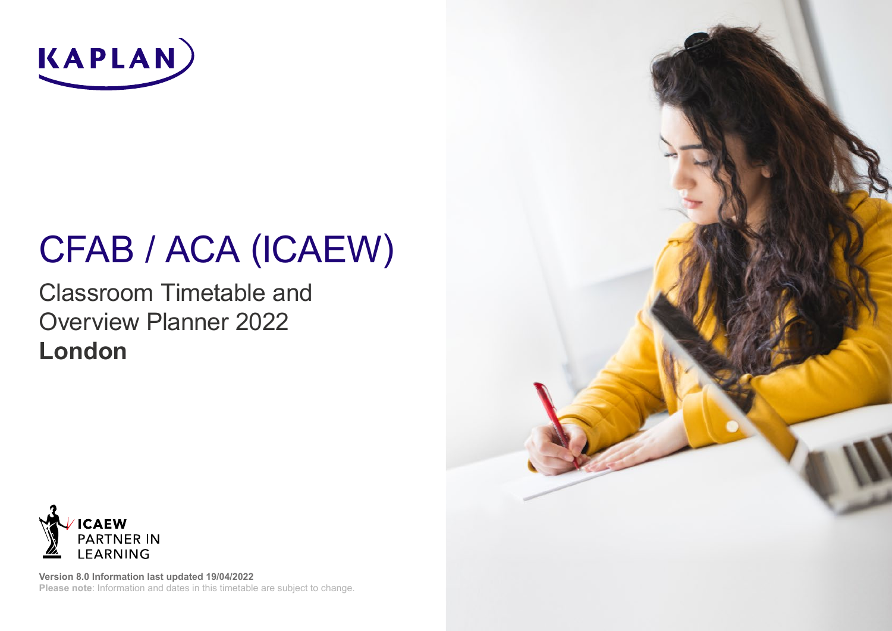KAPLAN

# CFAB / ACA (ICAEW)

## Classroom Timetable and Overview Planner 2022

## **London**

ICAEW PARTNER IN LEARNING

**Version 8.0 Information last updated 19/04/2022**

**Please note**: Information and dates in this timetable are subject to change.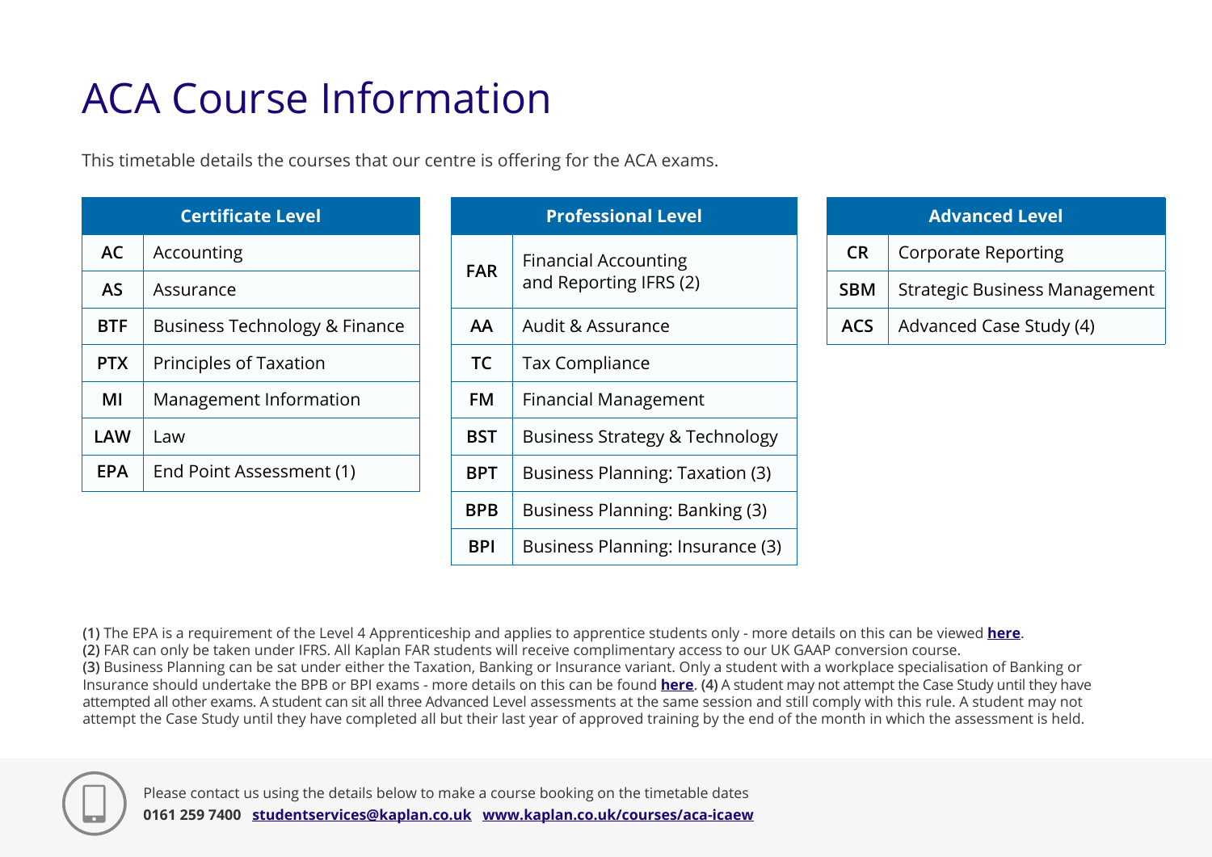# ACA Course Information

This timetable details the courses that our centre is offering for the ACA exams.

| Certificate Level | |
|---|---|
| **AC** | Accounting |
| **AS** | Assurance |
| **BTF** | Business Technology & Finance |
| **PTX** | Principles of Taxation |
| **MI** | Management Information |
| **LAW** | Law |
| **EPA** | End Point Assessment (1) |

| Professional Level | |
|---|---|
| **FAR** | Financial Accounting and Reporting IFRS (2) |
| **AA** | Audit & Assurance |
| **TC** | Tax Compliance |
| **FM** | Financial Management |
| **BST** | Business Strategy & Technology |
| **BPT** | Business Planning: Taxation (3) |
| **BPB** | Business Planning: Banking (3) |
| **BPI** | Business Planning: Insurance (3) |

| Advanced Level | |
|---|---|
| **CR** | Corporate Reporting |
| **SBM** | Strategic Business Management |
| **ACS** | Advanced Case Study (4) |

**(1)** The EPA is a requirement of the Level 4 Apprenticeship and applies to apprentice students only - more details on this can be viewed **here**.
**(2)** FAR can only be taken under IFRS. All Kaplan FAR students will receive complimentary access to our UK GAAP conversion course.
**(3)** Business Planning can be sat under either the Taxation, Banking or Insurance variant. Only a student with a workplace specialisation of Banking or Insurance should undertake the BPB or BPI exams - more details on this can be found **here**. **(4)** A student may not attempt the Case Study until they have attempted all other exams. A student can sit all three Advanced Level assessments at the same session and still comply with this rule. A student may not attempt the Case Study until they have completed all but their last year of approved training by the end of the month in which the assessment is held.

Please contact us using the details below to make a course booking on the timetable dates
**0161 259 7400** **studentservices@kaplan.co.uk** **www.kaplan.co.uk/courses/aca-icaew**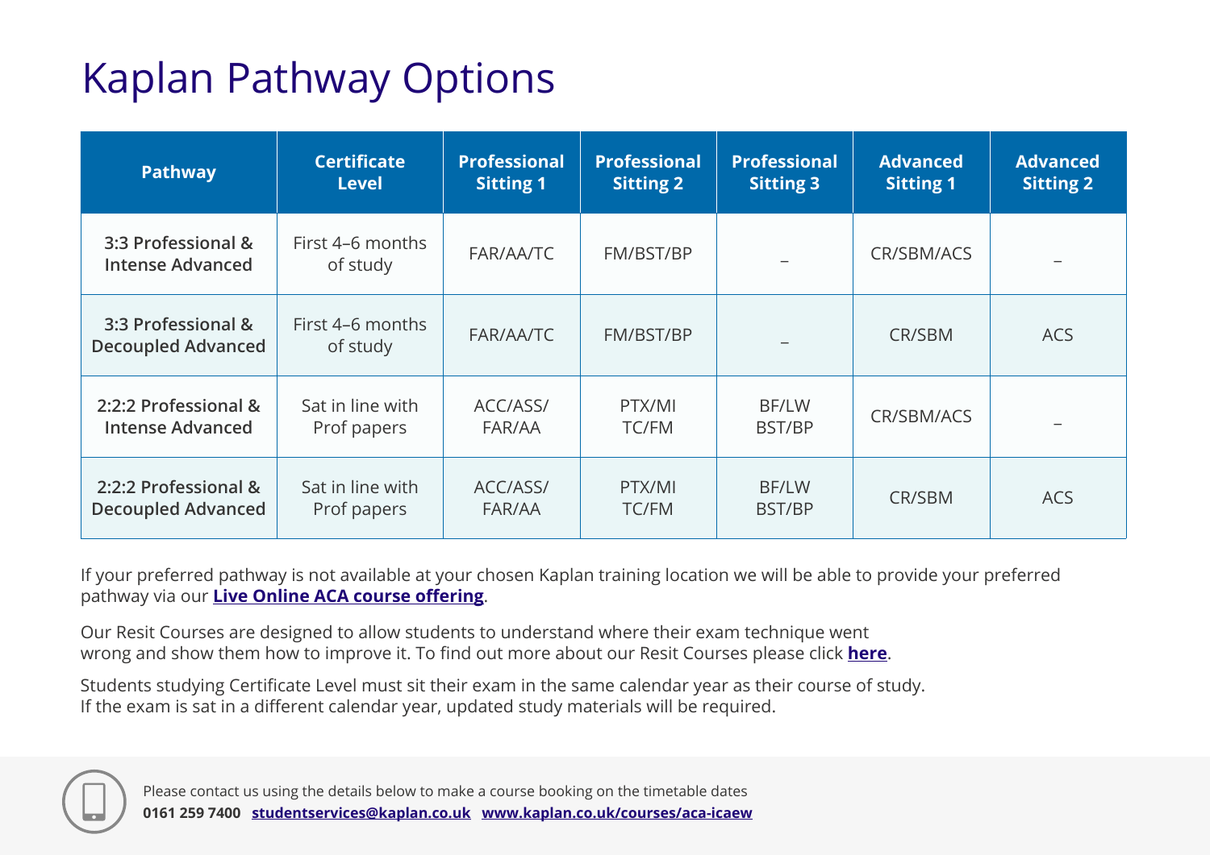# Kaplan Pathway Options

| Pathway | Certificate Level | Professional Sitting 1 | Professional Sitting 2 | Professional Sitting 3 | Advanced Sitting 1 | Advanced Sitting 2 |
|---|---|---|---|---|---|---|
| **3:3 Professional & Intense Advanced** | First 4–6 months of study | FAR/AA/TC | FM/BST/BP | – | CR/SBM/ACS | – |
| **3:3 Professional & Decoupled Advanced** | First 4–6 months of study | FAR/AA/TC | FM/BST/BP | – | CR/SBM | ACS |
| **2:2:2 Professional & Intense Advanced** | Sat in line with Prof papers | ACC/ASS/ FAR/AA | PTX/MI TC/FM | BF/LW BST/BP | CR/SBM/ACS | – |
| **2:2:2 Professional & Decoupled Advanced** | Sat in line with Prof papers | ACC/ASS/ FAR/AA | PTX/MI TC/FM | BF/LW BST/BP | CR/SBM | ACS |

If your preferred pathway is not available at your chosen Kaplan training location we will be able to provide your preferred pathway via our **Live Online ACA course offering**.

Our Resit Courses are designed to allow students to understand where their exam technique went wrong and show them how to improve it. To find out more about our Resit Courses please click **here**.

Students studying Certificate Level must sit their exam in the same calendar year as their course of study. If the exam is sat in a different calendar year, updated study materials will be required.

Please contact us using the details below to make a course booking on the timetable dates
**0161 259 7400** **studentservices@kaplan.co.uk** **www.kaplan.co.uk/courses/aca-icaew**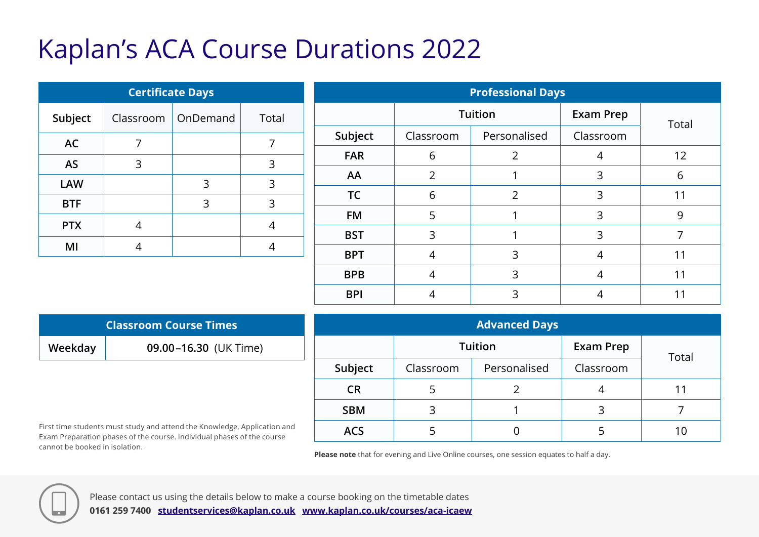# Kaplan's ACA Course Durations 2022

**Certificate Days**

| Subject | Classroom | OnDemand | Total |
|---|---|---|---|
| AC | 7 | | 7 |
| AS | 3 | | 3 |
| LAW | | 3 | 3 |
| BTF | | 3 | 3 |
| PTX | 4 | | 4 |
| MI | 4 | | 4 |

**Professional Days**

| | Tuition | | Exam Prep | Total |
|---|---|---|---|---|
| Subject | Classroom | Personalised | Classroom | |
| FAR | 6 | 2 | 4 | 12 |
| AA | 2 | 1 | 3 | 6 |
| TC | 6 | 2 | 3 | 11 |
| FM | 5 | 1 | 3 | 9 |
| BST | 3 | 1 | 3 | 7 |
| BPT | 4 | 3 | 4 | 11 |
| BPB | 4 | 3 | 4 | 11 |
| BPI | 4 | 3 | 4 | 11 |

**Classroom Course Times**

| Weekday | 09.00–16.30 (UK Time) |
|---|---|

**Advanced Days**

| | Tuition | | Exam Prep | Total |
|---|---|---|---|---|
| Subject | Classroom | Personalised | Classroom | |
| CR | 5 | 2 | 4 | 11 |
| SBM | 3 | 1 | 3 | 7 |
| ACS | 5 | 0 | 5 | 10 |

First time students must study and attend the Knowledge, Application and Exam Preparation phases of the course. Individual phases of the course cannot be booked in isolation.

**Please note** that for evening and Live Online courses, one session equates to half a day.

Please contact us using the details below to make a course booking on the timetable dates

**0161 259 7400** **studentservices@kaplan.co.uk** **www.kaplan.co.uk/courses/aca-icaew**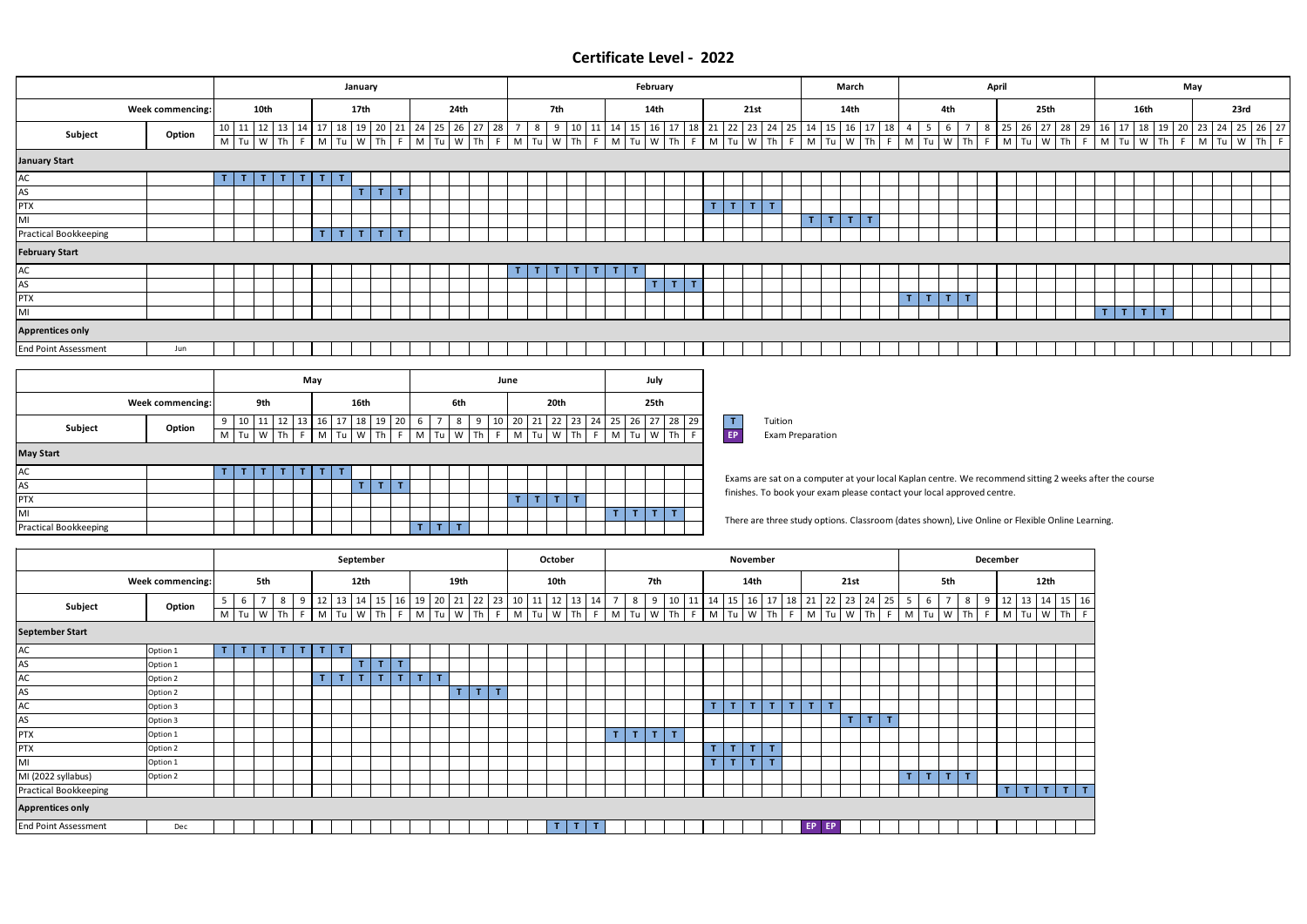# Certificate Level - 2022

| | | January | | | | | | | | | | | | | | | February | | | | | | | | | | | | | | | March | | | | | April | | | | | | | | | | May | | | | | | | | | |
|---|---|---|---|---|---|---|---|---|---|---|---|---|---|---|---|---|---|---|---|---|---|---|---|---|---|---|---|---|---|---|---|---|---|---|---|---|---|---|---|---|---|---|---|---|---|---|---|---|---|---|---|---|---|---|---|---|
| | **Week commencing:** | 10th | | | | | 17th | | | | | 24th | | | | | 7th | | | | | 14th | | | | | 21st | | | | | 14th | | | | | 4th | | | | | 25th | | | | | 16th | | | | | 23rd | | | | |
| **Subject** | **Option** | 10 | 11 | 12 | 13 | 14 | 17 | 18 | 19 | 20 | 21 | 24 | 25 | 26 | 27 | 28 | 7 | 8 | 9 | 10 | 11 | 14 | 15 | 16 | 17 | 18 | 21 | 22 | 23 | 24 | 25 | 14 | 15 | 16 | 17 | 18 | 4 | 5 | 6 | 7 | 8 | 25 | 26 | 27 | 28 | 29 | 16 | 17 | 18 | 19 | 20 | 23 | 24 | 25 | 26 | 27 |
| | | M | Tu | W | Th | F | M | Tu | W | Th | F | M | Tu | W | Th | F | M | Tu | W | Th | F | M | Tu | W | Th | F | M | Tu | W | Th | F | M | Tu | W | Th | F | M | Tu | W | Th | F | M | Tu | W | Th | F | M | Tu | W | Th | F | M | Tu | W | Th | F |
| **January Start** | | | | | | | | | | | | | | | | | | | | | | | | | | | | | | | | | | | | | | | | | | | | | | | | | | | | | | | | |
| AC | | T | T | T | T | T | T | T | | | | | | | | | | | | | | | | | | | | | | | | | | | | | | | | | | | | | | | | | | | | | | | | |
| AS | | | | | | | | | T | T | T | | | | | | | | | | | | | | | | | | | | | | | | | | | | | | | | | | | | | | | | | | | | | |
| PTX | | | | | | | | | | | | | | | | | | | | | | | | | | | T | T | T | T | | | | | | | | | | | | | | | | | | | | | | | | | | |
| MI | | | | | | | | | | | | | | | | | | | | | | | | | | | | | | | | T | T | T | T | | | | | | | | | | | | | | | | | | | | | |
| Practical Bookkeeping | | | | | | | T | T | T | T | T | | | | | | | | | | | | | | | | | | | | | | | | | | | | | | | | | | | | | | | | | | | | | |
| **February Start** | | | | | | | | | | | | | | | | | | | | | | | | | | | | | | | | | | | | | | | | | | | | | | | | | | | | | | | | |
| AC | | | | | | | | | | | | | | | | | T | T | T | T | T | T | T | | | | | | | | | | | | | | | | | | | | | | | | | | | | | | | | | |
| AS | | | | | | | | | | | | | | | | | | | | | | | | T | T | T | | | | | | | | | | | | | | | | | | | | | | | | | | | | | | |
| PTX | | | | | | | | | | | | | | | | | | | | | | | | | | | | | | | | | | | | | T | T | T | T | | | | | | | | | | | | | | | | |
| MI | | | | | | | | | | | | | | | | | | | | | | | | | | | | | | | | | | | | | | | | | | | | | | | T | T | T | T | | | | | | |
| **Apprentices only** | | | | | | | | | | | | | | | | | | | | | | | | | | | | | | | | | | | | | | | | | | | | | | | | | | | | | | | | |
| End Point Assessment | Jun | | | | | | | | | | | | | | | | | | | | | | | | | | | | | | | | | | | | | | | | | | | | | | | | | | | | | | | |

| | | May | | | | | | | | | | June | | | | | | | | | | July | | | | |
|---|---|---|---|---|---|---|---|---|---|---|---|---|---|---|---|---|---|---|---|---|---|---|---|---|---|---|
| | **Week commencing:** | 9th | | | | | 16th | | | | | 6th | | | | | 20th | | | | | 25th | | | | |
| **Subject** | **Option** | 9 | 10 | 11 | 12 | 13 | 16 | 17 | 18 | 19 | 20 | 6 | 7 | 8 | 9 | 10 | 20 | 21 | 22 | 23 | 24 | 25 | 26 | 27 | 28 | 29 |
| | | M | Tu | W | Th | F | M | Tu | W | Th | F | M | Tu | W | Th | F | M | Tu | W | Th | F | M | Tu | W | Th | F |
| **May Start** | | | | | | | | | | | | | | | | | | | | | | | | | | |
| AC | | T | T | T | T | T | T | T | | | | | | | | | | | | | | | | | | |
| AS | | | | | | | | | T | T | T | | | | | | | | | | | | | | | |
| PTX | | | | | | | | | | | | | | | | | T | T | T | T | | | | | | |
| MI | | | | | | | | | | | | | | | | | | | | | | T | T | T | T | |
| Practical Bookkeeping | | | | | | | | | | | | T | T | T | | | | | | | | | | | | |

**T** Tuition

**EP** Exam Preparation

Exams are sat on a computer at your local Kaplan centre. We recommend sitting 2 weeks after the course finishes. To book your exam please contact your local approved centre.

There are three study options. Classroom (dates shown), Live Online or Flexible Online Learning.

| | | September | | | | | | | | | | | | | | | October | | | | | November | | | | | | | | | | | | | | | December | | | | | | | | | |
|---|---|---|---|---|---|---|---|---|---|---|---|---|---|---|---|---|---|---|---|---|---|---|---|---|---|---|---|---|---|---|---|---|---|---|---|---|---|---|---|---|---|---|---|---|---|---|
| | **Week commencing:** | 5th | | | | | 12th | | | | | 19th | | | | | 10th | | | | | 7th | | | | | 14th | | | | | 21st | | | | | 5th | | | | | 12th | | | | |
| **Subject** | **Option** | 5 | 6 | 7 | 8 | 9 | 12 | 13 | 14 | 15 | 16 | 19 | 20 | 21 | 22 | 23 | 10 | 11 | 12 | 13 | 14 | 7 | 8 | 9 | 10 | 11 | 14 | 15 | 16 | 17 | 18 | 21 | 22 | 23 | 24 | 25 | 5 | 6 | 7 | 8 | 9 | 12 | 13 | 14 | 15 | 16 |
| | | M | Tu | W | Th | F | M | Tu | W | Th | F | M | Tu | W | Th | F | M | Tu | W | Th | F | M | Tu | W | Th | F | M | Tu | W | Th | F | M | Tu | W | Th | F | M | Tu | W | Th | F | M | Tu | W | Th | F |
| **September Start** | | | | | | | | | | | | | | | | | | | | | | | | | | | | | | | | | | | | | | | | | | | | | | |
| AC | Option 1 | T | T | T | T | T | T | T | | | | | | | | | | | | | | | | | | | | | | | | | | | | | | | | | | | | | | |
| AS | Option 1 | | | | | | | | T | T | T | | | | | | | | | | | | | | | | | | | | | | | | | | | | | | | | | | | |
| AC | Option 2 | | | | | | T | T | T | T | T | T | T | | | | | | | | | | | | | | | | | | | | | | | | | | | | | | | | | |
| AS | Option 2 | | | | | | | | | | | | | T | T | T | | | | | | | | | | | | | | | | | | | | | | | | | | | | | | |
| AC | Option 3 | | | | | | | | | | | | | | | | | | | | | | | | | | T | T | T | T | T | T | T | | | | | | | | | | | | | |
| AS | Option 3 | | | | | | | | | | | | | | | | | | | | | | | | | | | | | | | | | T | T | T | | | | | | | | | | |
| PTX | Option 1 | | | | | | | | | | | | | | | | | | | | | T | T | T | T | | | | | | | | | | | | | | | | | | | | | |
| PTX | Option 2 | | | | | | | | | | | | | | | | | | | | | | | | | | T | T | T | T | | | | | | | | | | | | | | | | |
| MI | Option 1 | | | | | | | | | | | | | | | | | | | | | | | | | | T | T | T | T | | | | | | | | | | | | | | | | |
| MI (2022 syllabus) | Option 2 | | | | | | | | | | | | | | | | | | | | | | | | | | | | | | | | | | | | T | T | T | T | | | | | | |
| Practical Bookkeeping | | | | | | | | | | | | | | | | | | | | | | | | | | | | | | | | | | | | | | | | | | T | T | T | T | T |
| **Apprentices only** | | | | | | | | | | | | | | | | | | | | | | | | | | | | | | | | | | | | | | | | | | | | | | |
| End Point Assessment | Dec | | | | | | | | | | | | | | | | | | T | T | T | | | | | | | | | | | EP | EP | | | | | | | | | | | | | |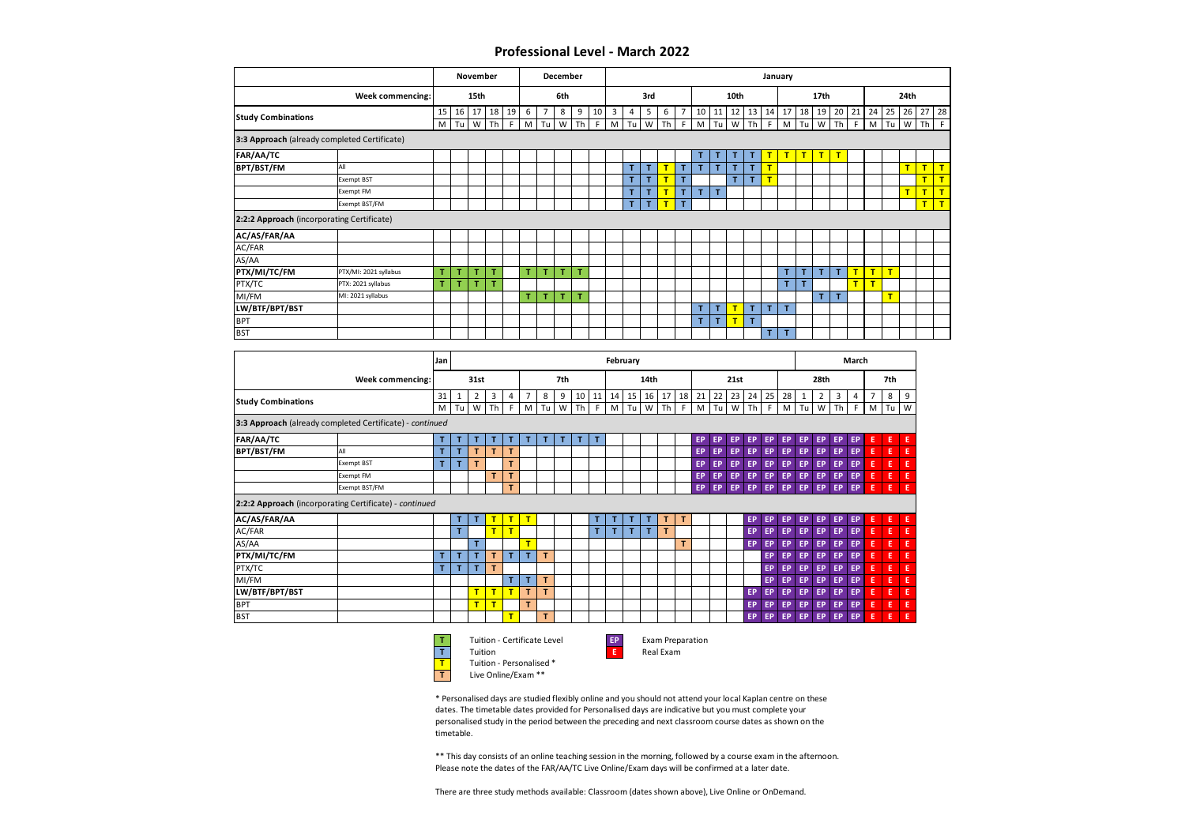# Professional Level - March 2022

| | | November | | | | | December | | | | | January | | | | | | | | | | | | | | | | | | | |
|---|---|---|---|---|---|---|---|---|---|---|---|---|---|---|---|---|---|---|---|---|---|---|---|---|---|---|---|---|---|---|---|
| | Week commencing: | 15th | | | | | 6th | | | | | 3rd | | | | | 10th | | | | | 17th | | | | | 24th | | | | |
| **Study Combinations** | | 15 M | 16 Tu | 17 W | 18 Th | 19 F | 6 M | 7 Tu | 8 W | 9 Th | 10 F | 3 M | 4 Tu | 5 W | 6 Th | 7 F | 10 M | 11 Tu | 12 W | 13 Th | 14 F | 17 M | 18 Tu | 19 W | 20 Th | 21 F | 24 M | 25 Tu | 26 W | 27 Th | 28 F |
| **3:3 Approach** (already completed Certificate) | | | | | | | | | | | | | | | | | | | | | | | | | | | | | | | |
| **FAR/AA/TC** | | | | | | | | | | | | | | | | | T | T | T | T | T | T | T | T | T | | | | | | |
| **BPT/BST/FM** | All | | | | | | | | | | | | T | T | T | T | T | T | T | T | T | | | | | | | | T | T | T |
| | Exempt BST | | | | | | | | | | | | T | T | T | T | | | T | T | T | | | | | | | | | T | T |
| | Exempt FM | | | | | | | | | | | | T | T | T | T | T | T | | | | | | | | | | | T | T | T |
| | Exempt BST/FM | | | | | | | | | | | | T | T | T | T | | | | | | | | | | | | | | T | T |
| **2:2:2 Approach** (incorporating Certificate) | | | | | | | | | | | | | | | | | | | | | | | | | | | | | | | |
| **AC/AS/FAR/AA** | | | | | | | | | | | | | | | | | | | | | | | | | | | | | | | |
| AC/FAR | | | | | | | | | | | | | | | | | | | | | | | | | | | | | | | |
| AS/AA | | | | | | | | | | | | | | | | | | | | | | | | | | | | | | | |
| **PTX/MI/TC/FM** | PTX/MI: 2021 syllabus | T | T | T | T | | T | T | T | T | | | | | | | | | | | | T | T | T | T | T | T | T | | | |
| PTX/TC | PTX: 2021 syllabus | T | T | T | T | | | | | | | | | | | | | | | | | T | T | | | T | T | | | | |
| MI/FM | MI: 2021 syllabus | | | | | | T | T | T | T | | | | | | | | | | | | | | T | T | | | T | | | |
| **LW/BTF/BPT/BST** | | | | | | | | | | | | | | | | | T | T | T | T | T | T | | | | | | | | | |
| BPT | | | | | | | | | | | | | | | | | T | T | T | T | | | | | | | | | | | |
| BST | | | | | | | | | | | | | | | | | | | | | T | T | | | | | | | | | |

| | | Jan | February | | | | | | | | | | | | | | | | | | | | March | | | | | | |
|---|---|---|---|---|---|---|---|---|---|---|---|---|---|---|---|---|---|---|---|---|---|---|---|---|---|---|---|---|---|
| | Week commencing: | 31st | | | | | 7th | | | | | 14th | | | | | 21st | | | | | 28th | | | | | 7th | | |
| **Study Combinations** | | 31 M | 1 Tu | 2 W | 3 Th | 4 F | 7 M | 8 Tu | 9 W | 10 Th | 11 F | 14 M | 15 Tu | 16 W | 17 Th | 18 F | 21 M | 22 Tu | 23 W | 24 Th | 25 F | 28 M | 1 Tu | 2 W | 3 Th | 4 F | 7 M | 8 Tu | 9 W |
| **3:3 Approach** (already completed Certificate) - *continued* | | | | | | | | | | | | | | | | | | | | | | | | | | | | | |
| **FAR/AA/TC** | | T | T | T | T | T | T | T | T | T | T | | | | | | EP | EP | EP | EP | EP | EP | EP | EP | EP | EP | E | E | E |
| **BPT/BST/FM** | All | T | T | T | T | T | | | | | | | | | | | EP | EP | EP | EP | EP | EP | EP | EP | EP | EP | E | E | E |
| | Exempt BST | T | T | T | | T | | | | | | | | | | | EP | EP | EP | EP | EP | EP | EP | EP | EP | EP | E | E | E |
| | Exempt FM | | | | T | T | | | | | | | | | | | EP | EP | EP | EP | EP | EP | EP | EP | EP | EP | E | E | E |
| | Exempt BST/FM | | | | | T | | | | | | | | | | | EP | EP | EP | EP | EP | EP | EP | EP | EP | EP | E | E | E |
| **2:2:2 Approach** (incorporating Certificate) - *continued* | | | | | | | | | | | | | | | | | | | | | | | | | | | | | |
| **AC/AS/FAR/AA** | | | T | T | T | T | T | | | | T | T | T | T | T | T | | | | EP | EP | EP | EP | EP | EP | EP | E | E | E |
| AC/FAR | | | T | | T | T | | | | | T | T | T | T | T | | | | | EP | EP | EP | EP | EP | EP | EP | E | E | E |
| AS/AA | | | | T | | | T | | | | | | | | | T | | | | EP | EP | EP | EP | EP | EP | EP | E | E | E |
| **PTX/MI/TC/FM** | | T | T | T | T | T | T | T | | | | | | | | | | | | | EP | EP | EP | EP | EP | EP | E | E | E |
| PTX/TC | | T | T | T | T | | | | | | | | | | | | | | | | EP | EP | EP | EP | EP | EP | E | E | E |
| MI/FM | | | | | | T | T | T | | | | | | | | | | | | | EP | EP | EP | EP | EP | EP | E | E | E |
| **LW/BTF/BPT/BST** | | | | T | T | T | T | T | | | | | | | | | | | | EP | EP | EP | EP | EP | EP | EP | E | E | E |
| BPT | | | | T | T | | T | | | | | | | | | | | | | EP | EP | EP | EP | EP | EP | EP | E | E | E |
| BST | | | | | | T | | T | | | | | | | | | | | | EP | EP | EP | EP | EP | EP | EP | E | E | E |

- T (green) — Tuition - Certificate Level
- T (blue) — Tuition
- T (yellow) — Tuition - Personalised *
- T (orange) — Live Online/Exam **
- EP — Exam Preparation
- E — Real Exam

\* Personalised days are studied flexibly online and you should not attend your local Kaplan centre on these dates. The timetable dates provided for Personalised days are indicative but you must complete your personalised study in the period between the preceding and next classroom course dates as shown on the timetable.

\*\* This day consists of an online teaching session in the morning, followed by a course exam in the afternoon. Please note the dates of the FAR/AA/TC Live Online/Exam days will be confirmed at a later date.

There are three study methods available: Classroom (dates shown above), Live Online or OnDemand.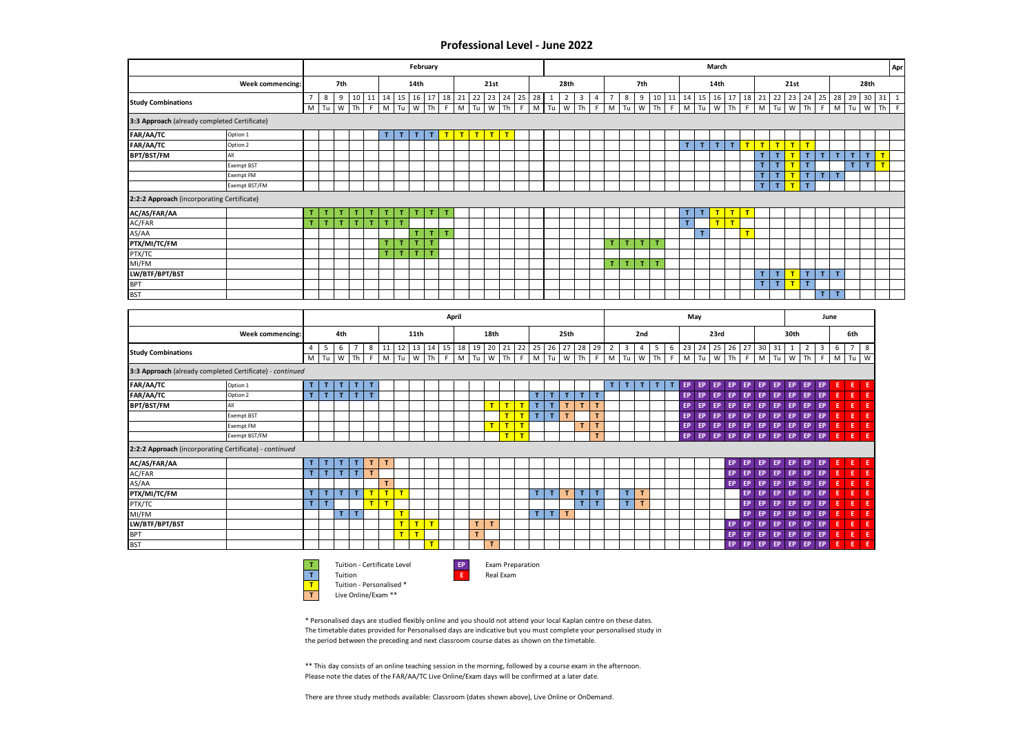# Professional Level - June 2022

| Study Combinations | | Feb 7 M | 8 Tu | 9 W | 10 Th | 11 F | 14 M | 15 Tu | 16 W | 17 Th | 18 F | 21 M | 22 Tu | 23 W | 24 Th | 25 F | 28 M | Mar 1 Tu | 2 W | 3 Th | 4 F | 7 M | 8 Tu | 9 W | 10 Th | 11 F | 14 M | 15 Tu | 16 W | 17 Th | 18 F | 21 M | 22 Tu | 23 W | 24 Th | 25 F | 28 M | 29 Tu | 30 W | 31 Th | Apr 1 F |
|---|---|---|---|---|---|---|---|---|---|---|---|---|---|---|---|---|---|---|---|---|---|---|---|---|---|---|---|---|---|---|---|---|---|---|---|---|---|---|---|---|---|
| Week commencing: | | 7th | | | | | 14th | | | | | 21st | | | | | 28th | | | | | 7th | | | | | 14th | | | | | 21st | | | | | 28th | | | | |
| **3:3 Approach** (already completed Certificate) | | | | | | | | | | | | | | | | | | | | | | | | | | | | | | | | | | | | | | | | | |
| **FAR/AA/TC** | Option 1 | | | | | | T | T | T | T | T | T | T | T | T | | | | | | | | | | | | | | | | | | | | | | | | | | |
| **FAR/AA/TC** | Option 2 | | | | | | | | | | | | | | | | | | | | | | | | | | T | T | T | T | T | T | T | T | T | | | | | | |
| **BPT/BST/FM** | All | | | | | | | | | | | | | | | | | | | | | | | | | | | | | | | T | T | T | T | T | T | T | T | T | |
| | Exempt BST | | | | | | | | | | | | | | | | | | | | | | | | | | | | | | | T | T | T | T | | | T | T | T | |
| | Exempt FM | | | | | | | | | | | | | | | | | | | | | | | | | | | | | | | T | T | T | T | T | T | | | | |
| | Exempt BST/FM | | | | | | | | | | | | | | | | | | | | | | | | | | | | | | | T | T | T | T | | | | | | |
| **2:2:2 Approach** (incorporating Certificate) | | | | | | | | | | | | | | | | | | | | | | | | | | | | | | | | | | | | | | | | | |
| **AC/AS/FAR/AA** | | T | T | T | T | T | T | T | T | T | T | | | | | | | | | | | | | | | | T | T | T | T | T | | | | | | | | | | |
| AC/FAR | | T | T | T | T | T | T | T | | | | | | | | | | | | | | | | | | | T | | T | T | | | | | | | | | | | |
| AS/AA | | | | | | | | | T | T | T | | | | | | | | | | | | | | | | | T | | | T | | | | | | | | | | |
| **PTX/MI/TC/FM** | | | | | | | T | T | T | T | | | | | | | | | | | | T | T | T | T | | | | | | | | | | | | | | | | |
| PTX/TC | | | | | | | T | T | T | T | | | | | | | | | | | | | | | | | | | | | | | | | | | | | | | |
| MI/FM | | | | | | | | | | | | | | | | | | | | | | T | T | T | T | | | | | | | | | | | | | | | | |
| **LW/BTF/BPT/BST** | | | | | | | | | | | | | | | | | | | | | | | | | | | | | | | | T | T | T | T | T | T | | | | |
| BPT | | | | | | | | | | | | | | | | | | | | | | | | | | | | | | | | T | T | T | T | | | | | | |
| BST | | | | | | | | | | | | | | | | | | | | | | | | | | | | | | | | | | | | T | T | | | | |

| Study Combinations | | Apr 4 M | 5 Tu | 6 W | 7 Th | 8 F | 11 M | 12 Tu | 13 W | 14 Th | 15 F | 18 M | 19 Tu | 20 W | 21 Th | 22 F | 25 M | 26 Tu | 27 W | 28 Th | 29 F | May 2 M | 3 Tu | 4 W | 5 Th | 6 F | 23 M | 24 Tu | 25 W | 26 Th | 27 F | 30 M | 31 Tu | Jun 1 W | 2 Th | 3 F | 6 M | 7 Tu | 8 W |
|---|---|---|---|---|---|---|---|---|---|---|---|---|---|---|---|---|---|---|---|---|---|---|---|---|---|---|---|---|---|---|---|---|---|---|---|---|---|---|---|
| Week commencing: | | 4th | | | | | 11th | | | | | 18th | | | | | 25th | | | | | 2nd | | | | | 23rd | | | | | 30th | | | | | 6th | | |
| **3:3 Approach** (already completed Certificate) - *continued* | | | | | | | | | | | | | | | | | | | | | | | | | | | | | | | | | | | | | | | |
| **FAR/AA/TC** | Option 1 | T | T | T | T | T | | | | | | | | | | | | | | | | T | T | T | T | T | EP | EP | EP | EP | EP | EP | EP | EP | EP | EP | E | E | E |
| **FAR/AA/TC** | Option 2 | T | T | T | T | T | | | | | | | | | | | T | T | T | T | T | | | | | | EP | EP | EP | EP | EP | EP | EP | EP | EP | EP | E | E | E |
| **BPT/BST/FM** | All | | | | | | | | | | | | | T | T | T | T | T | T | T | T | | | | | | EP | EP | EP | EP | EP | EP | EP | EP | EP | EP | E | E | E |
| | Exempt BST | | | | | | | | | | | | | | T | T | T | T | T | | T | | | | | | EP | EP | EP | EP | EP | EP | EP | EP | EP | EP | E | E | E |
| | Exempt FM | | | | | | | | | | | | | T | T | T | | | | T | T | | | | | | EP | EP | EP | EP | EP | EP | EP | EP | EP | EP | E | E | E |
| | Exempt BST/FM | | | | | | | | | | | | | | T | T | | | | | T | | | | | | EP | EP | EP | EP | EP | EP | EP | EP | EP | EP | E | E | E |
| **2:2:2 Approach** (incorporating Certificate) - *continued* | | | | | | | | | | | | | | | | | | | | | | | | | | | | | | | | | | | | | | | |
| **AC/AS/FAR/AA** | | T | T | T | T | T | T | | | | | | | | | | | | | | | | | | | | | | | EP | EP | EP | EP | EP | EP | EP | E | E | E |
| AC/FAR | | T | T | T | T | T | | | | | | | | | | | | | | | | | | | | | | | | EP | EP | EP | EP | EP | EP | EP | E | E | E |
| AS/AA | | | | | | | T | | | | | | | | | | | | | | | | | | | | | | | EP | EP | EP | EP | EP | EP | EP | E | E | E |
| **PTX/MI/TC/FM** | | T | T | T | T | T | T | T | | | | | | | | | T | T | T | T | T | | T | T | | | | | | | EP | EP | EP | EP | EP | EP | E | E | E |
| PTX/TC | | T | T | | | T | T | | | | | | | | | | | | | T | T | | T | T | | | | | | | EP | EP | EP | EP | EP | EP | E | E | E |
| MI/FM | | | | T | T | | | T | | | | | | | | | T | T | T | | | | | | | | | | | | EP | EP | EP | EP | EP | EP | E | E | E |
| **LW/BTF/BPT/BST** | | | | | | | | T | T | T | | | T | T | | | | | | | | | | | | | | | | EP | EP | EP | EP | EP | EP | EP | E | E | E |
| BPT | | | | | | | | T | T | | | | T | | | | | | | | | | | | | | | | | EP | EP | EP | EP | EP | EP | EP | E | E | E |
| BST | | | | | | | | | | T | | | | T | | | | | | | | | | | | | | | | EP | EP | EP | EP | EP | EP | EP | E | E | E |

- T — Tuition - Certificate Level
- T — Tuition
- T — Tuition - Personalised *
- T — Live Online/Exam **
- EP — Exam Preparation
- E — Real Exam

\* Personalised days are studied flexibly online and you should not attend your local Kaplan centre on these dates. The timetable dates provided for Personalised days are indicative but you must complete your personalised study in the period between the preceding and next classroom course dates as shown on the timetable.

** This day consists of an online teaching session in the morning, followed by a course exam in the afternoon. Please note the dates of the FAR/AA/TC Live Online/Exam days will be confirmed at a later date.

There are three study methods available: Classroom (dates shown above), Live Online or OnDemand.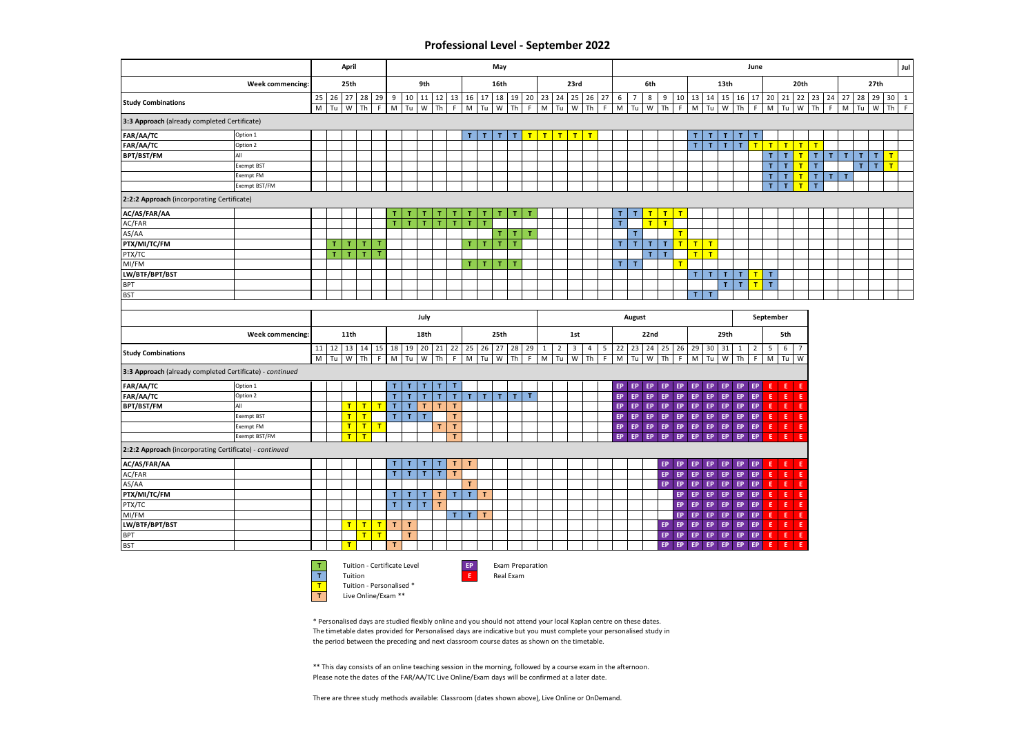# Professional Level - September 2022

| Study Combinations | Week commencing: | April | | | | | May | | | | | | | | | | | | | | | June | | | | | | | | | | | | | | | | | | | Jul |
|---|---|---|---|---|---|---|---|---|---|---|---|---|---|---|---|---|---|---|---|---|---|---|---|---|---|---|---|---|---|---|---|---|---|---|---|---|---|---|---|---|---|
| | | 25th | | | | | 9th | | | | | 16th | | | | | 23rd | | | | | 6th | | | | | 13th | | | | | 20th | | | | | 27th | | | | |
| | | 25 | 26 | 27 | 28 | 29 | 9 | 10 | 11 | 12 | 13 | 16 | 17 | 18 | 19 | 20 | 23 | 24 | 25 | 26 | 27 | 6 | 7 | 8 | 9 | 10 | 13 | 14 | 15 | 16 | 17 | 20 | 21 | 22 | 23 | 24 | 27 | 28 | 29 | 30 | 1 |
| | | M | Tu | W | Th | F | M | Tu | W | Th | F | M | Tu | W | Th | F | M | Tu | W | Th | F | M | Tu | W | Th | F | M | Tu | W | Th | F | M | Tu | W | Th | F | M | Tu | W | Th | F |
| **3:3 Approach** (already completed Certificate) | | | | | | | | | | | | | | | | | | | | | | | | | | | | | | | | | | | | | | | | | |
| FAR/AA/TC | Option 1 | | | | | | | | | | | T | T | T | T | T | T | T | T | T | | | | | | | T | T | T | T | T | | | | | | | | | | |
| FAR/AA/TC | Option 2 | | | | | | | | | | | | | | | | | | | | | | | | | | T | T | T | T | T | T | T | T | T | | | | | | |
| BPT/BST/FM | All | | | | | | | | | | | | | | | | | | | | | | | | | | | | | | | T | T | T | T | T | T | T | T | T | |
| | Exempt BST | | | | | | | | | | | | | | | | | | | | | | | | | | | | | | | T | T | T | T | | | T | T | T | |
| | Exempt FM | | | | | | | | | | | | | | | | | | | | | | | | | | | | | | | T | T | T | T | T | T | | | | |
| | Exempt BST/FM | | | | | | | | | | | | | | | | | | | | | | | | | | | | | | | T | T | T | T | | | | | | |
| **2:2:2 Approach** (incorporating Certificate) | | | | | | | | | | | | | | | | | | | | | | | | | | | | | | | | | | | | | | | | | |
| AC/AS/FAR/AA | | | | | | | T | T | T | T | T | T | T | T | T | T | | | | | | T | T | T | T | T | | | | | | | | | | | | | | | |
| AC/FAR | | | | | | | T | T | T | T | T | T | T | | | | | | | | | T | | T | T | | | | | | | | | | | | | | | | |
| AS/AA | | | | | | | | | | | | | | T | T | T | | | | | | | T | | | T | | | | | | | | | | | | | | | |
| PTX/MI/TC/FM | | | T | T | T | T | | | | | | T | T | T | T | | | | | | | T | T | T | T | T | T | T | | | | | | | | | | | | | |
| PTX/TC | | | T | T | T | T | | | | | | | | | | | | | | | | | | T | T | | T | T | | | | | | | | | | | | | |
| MI/FM | | | | | | | | | | | | T | T | T | T | | | | | | | T | T | | | T | | | | | | | | | | | | | | | |
| LW/BTF/BPT/BST | | | | | | | | | | | | | | | | | | | | | | | | | | | T | T | T | T | T | T | | | | | | | | | |
| BPT | | | | | | | | | | | | | | | | | | | | | | | | | | | | | T | T | T | T | | | | | | | | | |
| BST | | | | | | | | | | | | | | | | | | | | | | | | | | | T | T | | | | | | | | | | | | | |

| Study Combinations | Week commencing: | July | | | | | | | | | | | | | | | | | | | | August | | | | | | | | | | September | | |
|---|---|---|---|---|---|---|---|---|---|---|---|---|---|---|---|---|---|---|---|---|---|---|---|---|---|---|---|---|---|---|---|---|---|---|
| | | 11th | | | | | 18th | | | | | 25th | | | | | 1st | | | | | 22nd | | | | | 29th | | | | | 5th | | |
| | | 11 | 12 | 13 | 14 | 15 | 18 | 19 | 20 | 21 | 22 | 25 | 26 | 27 | 28 | 29 | 1 | 2 | 3 | 4 | 5 | 22 | 23 | 24 | 25 | 26 | 29 | 30 | 31 | 1 | 2 | 5 | 6 | 7 |
| | | M | Tu | W | Th | F | M | Tu | W | Th | F | M | Tu | W | Th | F | M | Tu | W | Th | F | M | Tu | W | Th | F | M | Tu | W | Th | F | M | Tu | W |
| **3:3 Approach** (already completed Certificate) - *continued* | | | | | | | | | | | | | | | | | | | | | | | | | | | | | | | | | | |
| FAR/AA/TC | Option 1 | | | | | | T | T | T | T | T | | | | | | | | | | | EP | EP | EP | EP | EP | EP | EP | EP | EP | EP | E | E | E |
| FAR/AA/TC | Option 2 | | | | | | T | T | T | T | T | T | T | T | T | T | | | | | | EP | EP | EP | EP | EP | EP | EP | EP | EP | EP | E | E | E |
| BPT/BST/FM | All | | | T | T | T | T | T | T | T | T | | | | | | | | | | | EP | EP | EP | EP | EP | EP | EP | EP | EP | EP | E | E | E |
| | Exempt BST | | | T | T | | T | T | T | | T | | | | | | | | | | | EP | EP | EP | EP | EP | EP | EP | EP | EP | EP | E | E | E |
| | Exempt FM | | | T | T | T | | | | T | T | | | | | | | | | | | EP | EP | EP | EP | EP | EP | EP | EP | EP | EP | E | E | E |
| | Exempt BST/FM | | | T | T | | | | | | T | | | | | | | | | | | EP | EP | EP | EP | EP | EP | EP | EP | EP | EP | E | E | E |
| **2:2:2 Approach** (incorporating Certificate) - *continued* | | | | | | | | | | | | | | | | | | | | | | | | | | | | | | | | | | |
| AC/AS/FAR/AA | | | | | | | T | T | T | T | T | T | | | | | | | | | | | | | EP | EP | EP | EP | EP | EP | EP | E | E | E |
| AC/FAR | | | | | | | T | T | T | T | T | | | | | | | | | | | | | | EP | EP | EP | EP | EP | EP | EP | E | E | E |
| AS/AA | | | | | | | | | | | | T | | | | | | | | | | | | | EP | EP | EP | EP | EP | EP | EP | E | E | E |
| PTX/MI/TC/FM | | | | | | | T | T | T | T | T | T | T | | | | | | | | | | | | | EP | EP | EP | EP | EP | EP | E | E | E |
| PTX/TC | | | | | | | T | T | T | T | | | | | | | | | | | | | | | | EP | EP | EP | EP | EP | EP | E | E | E |
| MI/FM | | | | | | | | | | | T | T | T | | | | | | | | | | | | | EP | EP | EP | EP | EP | EP | E | E | E |
| LW/BTF/BPT/BST | | | | T | T | T | T | T | | | | | | | | | | | | | | | | | EP | EP | EP | EP | EP | EP | EP | E | E | E |
| BPT | | | | | T | T | | T | | | | | | | | | | | | | | | | | EP | EP | EP | EP | EP | EP | EP | E | E | E |
| BST | | | | T | | | T | | | | | | | | | | | | | | | | | | EP | EP | EP | EP | EP | EP | EP | E | E | E |

T - Tuition - Certificate Level
T - Tuition
T - Tuition - Personalised *
T - Live Online/Exam **
EP - Exam Preparation
E - Real Exam

\* Personalised days are studied flexibly online and you should not attend your local Kaplan centre on these dates. The timetable dates provided for Personalised days are indicative but you must complete your personalised study in the period between the preceding and next classroom course dates as shown on the timetable.

** This day consists of an online teaching session in the morning, followed by a course exam in the afternoon. Please note the dates of the FAR/AA/TC Live Online/Exam days will be confirmed at a later date.

There are three study methods available: Classroom (dates shown above), Live Online or OnDemand.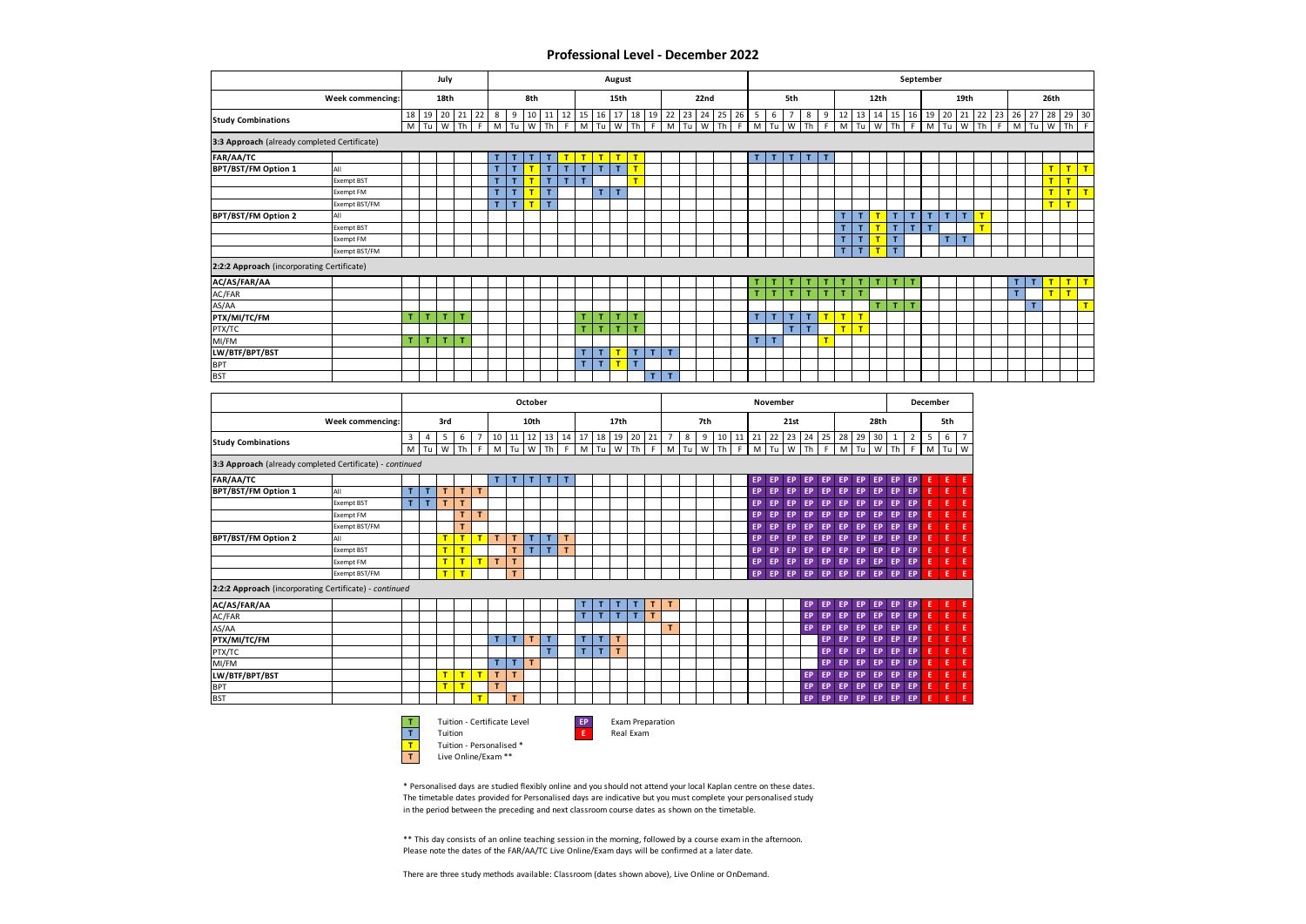# Professional Level - December 2022

| | | July | | | | | August | | | | | | | | | | | | | | | September | | | | | | | | | | | | | | | | | | | |
|---|---|---|---|---|---|---|---|---|---|---|---|---|---|---|---|---|---|---|---|---|---|---|---|---|---|---|---|---|---|---|---|---|---|---|---|---|---|---|---|---|---|
| | **Week commencing:** | 18th | | | | | 8th | | | | | 15th | | | | | 22nd | | | | | 5th | | | | | 12th | | | | | 19th | | | | | 26th | | | | |
| **Study Combinations** | | 18 | 19 | 20 | 21 | 22 | 8 | 9 | 10 | 11 | 12 | 15 | 16 | 17 | 18 | 19 | 22 | 23 | 24 | 25 | 26 | 5 | 6 | 7 | 8 | 9 | 12 | 13 | 14 | 15 | 16 | 19 | 20 | 21 | 22 | 23 | 26 | 27 | 28 | 29 | 30 |
| | | M | Tu | W | Th | F | M | Tu | W | Th | F | M | Tu | W | Th | F | M | Tu | W | Th | F | M | Tu | W | Th | F | M | Tu | W | Th | F | M | Tu | W | Th | F | M | Tu | W | Th | F |
| **3:3 Approach** (already completed Certificate) | | | | | | | | | | | | | | | | | | | | | | | | | | | | | | | | | | | | | | | | | |
| **FAR/AA/TC** | | | | | | | T | T | T | T | T | T | T | T | T | | | | | | | T | T | T | T | T | | | | | | | | | | | | | | | |
| **BPT/BST/FM Option 1** | All | | | | | | T | T | T | T | T | T | T | T | T | | | | | | | | | | | | | | | | | | | | | | | | T | T | T |
| | Exempt BST | | | | | | T | T | T | T | T | T | | | T | | | | | | | | | | | | | | | | | | | | | | | | T | T | |
| | Exempt FM | | | | | | T | T | T | T | | | T | T | | | | | | | | | | | | | | | | | | | | | | | | | T | T | T |
| | Exempt BST/FM | | | | | | T | T | T | T | | | | | | | | | | | | | | | | | | | | | | | | | | | | | T | T | |
| **BPT/BST/FM Option 2** | All | | | | | | | | | | | | | | | | | | | | | | | | | | T | T | T | T | T | T | T | T | T | | | | | | |
| | Exempt BST | | | | | | | | | | | | | | | | | | | | | | | | | | T | T | T | T | T | T | | | T | | | | | | |
| | Exempt FM | | | | | | | | | | | | | | | | | | | | | | | | | | T | T | T | T | | | T | T | | | | | | | |
| | Exempt BST/FM | | | | | | | | | | | | | | | | | | | | | | | | | | T | T | T | T | | | | | | | | | | | |
| **2:2:2 Approach** (incorporating Certificate) | | | | | | | | | | | | | | | | | | | | | | | | | | | | | | | | | | | | | | | | | |
| **AC/AS/FAR/AA** | | | | | | | | | | | | | | | | | | | | | | T | T | T | T | T | T | T | T | T | T | | | | | | T | T | T | T | T |
| AC/FAR | | | | | | | | | | | | | | | | | | | | | | T | T | T | T | T | T | T | | | | | | | | | T | | T | T | |
| AS/AA | | | | | | | | | | | | | | | | | | | | | | | | | | | | | T | T | T | | | | | | | T | | | T |
| **PTX/MI/TC/FM** | | T | T | T | T | | | | | | | T | T | T | T | | | | | | | T | T | T | T | T | T | T | | | | | | | | | | | | | |
| PTX/TC | | | | | | | | | | | | T | T | T | T | | | | | | | | | T | T | | T | T | | | | | | | | | | | | | |
| MI/FM | | T | T | T | T | | | | | | | | | | | | | | | | | T | T | | | T | | | | | | | | | | | | | | | |
| **LW/BTF/BPT/BST** | | | | | | | | | | | | T | T | T | T | T | T | | | | | | | | | | | | | | | | | | | | | | | | |
| BPT | | | | | | | | | | | | T | T | T | T | | | | | | | | | | | | | | | | | | | | | | | | | | |
| BST | | | | | | | | | | | | | | | | T | T | | | | | | | | | | | | | | | | | | | | | | | | |

| | | October | | | | | | | | | | | | | | | November | | | | | | | | | | | | | | | December | | |
|---|---|---|---|---|---|---|---|---|---|---|---|---|---|---|---|---|---|---|---|---|---|---|---|---|---|---|---|---|---|---|---|---|---|---|
| | **Week commencing:** | 3rd | | | | | 10th | | | | | 17th | | | | | 7th | | | | | 21st | | | | | 28th | | | | | 5th | | |
| **Study Combinations** | | 3 | 4 | 5 | 6 | 7 | 10 | 11 | 12 | 13 | 14 | 17 | 18 | 19 | 20 | 21 | 7 | 8 | 9 | 10 | 11 | 21 | 22 | 23 | 24 | 25 | 28 | 29 | 30 | 1 | 2 | 5 | 6 | 7 |
| | | M | Tu | W | Th | F | M | Tu | W | Th | F | M | Tu | W | Th | F | M | Tu | W | Th | F | M | Tu | W | Th | F | M | Tu | W | Th | F | M | Tu | W |
| **3:3 Approach** (already completed Certificate) - *continued* | | | | | | | | | | | | | | | | | | | | | | | | | | | | | | | | | | |
| **FAR/AA/TC** | | | | | | | T | T | T | T | T | | | | | | | | | | | EP | EP | EP | EP | EP | EP | EP | EP | EP | EP | E | E | E |
| **BPT/BST/FM Option 1** | All | T | T | T | T | T | | | | | | | | | | | | | | | | EP | EP | EP | EP | EP | EP | EP | EP | EP | EP | E | E | E |
| | Exempt BST | T | T | T | T | | | | | | | | | | | | | | | | | EP | EP | EP | EP | EP | EP | EP | EP | EP | EP | E | E | E |
| | Exempt FM | | | | T | T | | | | | | | | | | | | | | | | EP | EP | EP | EP | EP | EP | EP | EP | EP | EP | E | E | E |
| | Exempt BST/FM | | | | T | | | | | | | | | | | | | | | | | EP | EP | EP | EP | EP | EP | EP | EP | EP | EP | E | E | E |
| **BPT/BST/FM Option 2** | All | | | T | T | T | T | T | T | T | T | | | | | | | | | | | EP | EP | EP | EP | EP | EP | EP | EP | EP | EP | E | E | E |
| | Exempt BST | | | T | T | | | T | T | T | T | | | | | | | | | | | EP | EP | EP | EP | EP | EP | EP | EP | EP | EP | E | E | E |
| | Exempt FM | | | T | T | T | T | T | | | | | | | | | | | | | | EP | EP | EP | EP | EP | EP | EP | EP | EP | EP | E | E | E |
| | Exempt BST/FM | | | T | T | | | T | | | | | | | | | | | | | | EP | EP | EP | EP | EP | EP | EP | EP | EP | EP | E | E | E |
| **2:2:2 Approach** (incorporating Certificate) - *continued* | | | | | | | | | | | | | | | | | | | | | | | | | | | | | | | | | | |
| **AC/AS/FAR/AA** | | | | | | | | | | | | T | T | T | T | T | T | | | | | | | | EP | EP | EP | EP | EP | EP | EP | E | E | E |
| AC/FAR | | | | | | | | | | | | T | T | T | T | T | | | | | | | | | EP | EP | EP | EP | EP | EP | EP | E | E | E |
| AS/AA | | | | | | | | | | | | | | | | | T | | | | | | | | EP | EP | EP | EP | EP | EP | EP | E | E | E |
| **PTX/MI/TC/FM** | | | | | | | T | T | T | T | | T | T | T | | | | | | | | | | | | EP | EP | EP | EP | EP | EP | E | E | E |
| PTX/TC | | | | | | | | | | T | | T | T | T | | | | | | | | | | | | EP | EP | EP | EP | EP | EP | E | E | E |
| MI/FM | | | | | | | T | T | T | | | | | | | | | | | | | | | | | EP | EP | EP | EP | EP | EP | E | E | E |
| **LW/BTF/BPT/BST** | | | | T | T | T | T | T | | | | | | | | | | | | | | | | | EP | EP | EP | EP | EP | EP | EP | E | E | E |
| BPT | | | | T | T | | T | | | | | | | | | | | | | | | | | | EP | EP | EP | EP | EP | EP | EP | E | E | E |
| BST | | | | | | T | | T | | | | | | | | | | | | | | | | | EP | EP | EP | EP | EP | EP | EP | E | E | E |

T – Tuition - Certificate Level
T – Tuition
T – Tuition - Personalised *
T – Live Online/Exam **
EP – Exam Preparation
E – Real Exam

\* Personalised days are studied flexibly online and you should not attend your local Kaplan centre on these dates. The timetable dates provided for Personalised days are indicative but you must complete your personalised study in the period between the preceding and next classroom course dates as shown on the timetable.

** This day consists of an online teaching session in the morning, followed by a course exam in the afternoon. Please note the dates of the FAR/AA/TC Live Online/Exam days will be confirmed at a later date.

There are three study methods available: Classroom (dates shown above), Live Online or OnDemand.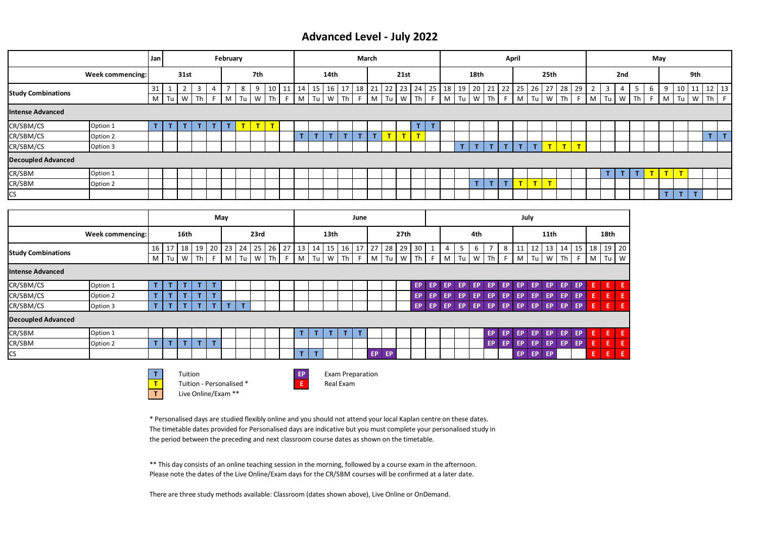## Advanced Level - July 2022

| | | Jan | February | | | | | | | | | March | | | | | | | | | | April | | | | | | | | | | May | | | | | | | | | |
|---|---|---|---|---|---|---|---|---|---|---|---|---|---|---|---|---|---|---|---|---|---|---|---|---|---|---|---|---|---|---|---|---|---|---|---|---|---|---|---|---|---|
| | **Week commencing:** | 31st | | | | | 7th | | | | | 14th | | | | | 21st | | | | | 18th | | | | | 25th | | | | | 2nd | | | | | 9th | | | | |
| **Study Combinations** | | 31 | 1 | 2 | 3 | 4 | 7 | 8 | 9 | 10 | 11 | 14 | 15 | 16 | 17 | 18 | 21 | 22 | 23 | 24 | 25 | 18 | 19 | 20 | 21 | 22 | 25 | 26 | 27 | 28 | 29 | 2 | 3 | 4 | 5 | 6 | 9 | 10 | 11 | 12 | 13 |
| | | M | Tu | W | Th | F | M | Tu | W | Th | F | M | Tu | W | Th | F | M | Tu | W | Th | F | M | Tu | W | Th | F | M | Tu | W | Th | F | M | Tu | W | Th | F | M | Tu | W | Th | F |
| **Intense Advanced** | | | | | | | | | | | | | | | | | | | | | | | | | | | | | | | | | | | | | | | | | |
| CR/SBM/CS | Option 1 | T | T | T | T | T | T | T | T | T | | | | | | | | | | T | T | | | | | | | | | | | | | | | | | | | | |
| CR/SBM/CS | Option 2 | | | | | | | | | | | T | T | T | T | T | T | T | T | T | | | | | | | | | | | | | | | | | | | | T | T |
| CR/SBM/CS | Option 3 | | | | | | | | | | | | | | | | | | | | | | T | T | T | T | T | T | T | T | T | | | | | | | | | | |
| **Decoupled Advanced** | | | | | | | | | | | | | | | | | | | | | | | | | | | | | | | | | | | | | | | | | |
| CR/SBM | Option 1 | | | | | | | | | | | | | | | | | | | | | | | | | | | | | | | | T | T | T | T | T | T | | | |
| CR/SBM | Option 2 | | | | | | | | | | | | | | | | | | | | | | | T | T | T | T | T | T | | | | | | | | | | | | |
| CS | | | | | | | | | | | | | | | | | | | | | | | | | | | | | | | | | | | | | T | T | T | | |

| | | May | | | | | | | | | | June | | | | | | | | | | July | | | | | | | | | | | | |
|---|---|---|---|---|---|---|---|---|---|---|---|---|---|---|---|---|---|---|---|---|---|---|---|---|---|---|---|---|---|---|---|---|---|---|
| | **Week commencing:** | 16th | | | | | 23rd | | | | | 13th | | | | | 27th | | | | | 4th | | | | | 11th | | | | | 18th | | |
| **Study Combinations** | | 16 | 17 | 18 | 19 | 20 | 23 | 24 | 25 | 26 | 27 | 13 | 14 | 15 | 16 | 17 | 27 | 28 | 29 | 30 | 1 | 4 | 5 | 6 | 7 | 8 | 11 | 12 | 13 | 14 | 15 | 18 | 19 | 20 |
| | | M | Tu | W | Th | F | M | Tu | W | Th | F | M | Tu | W | Th | F | M | Tu | W | Th | F | M | Tu | W | Th | F | M | Tu | W | Th | F | M | Tu | W |
| **Intense Advanced** | | | | | | | | | | | | | | | | | | | | | | | | | | | | | | | | | | |
| CR/SBM/CS | Option 1 | T | T | T | T | T | | | | | | | | | | | | | | EP | EP | EP | EP | EP | EP | EP | EP | EP | EP | EP | EP | E | E | E |
| CR/SBM/CS | Option 2 | T | T | T | T | T | | | | | | | | | | | | | | EP | EP | EP | EP | EP | EP | EP | EP | EP | EP | EP | EP | E | E | E |
| CR/SBM/CS | Option 3 | T | T | T | T | T | T | T | | | | | | | | | | | | EP | EP | EP | EP | EP | EP | EP | EP | EP | EP | EP | EP | E | E | E |
| **Decoupled Advanced** | | | | | | | | | | | | | | | | | | | | | | | | | | | | | | | | | | |
| CR/SBM | Option 1 | | | | | | | | | | | T | T | T | T | T | | | | | | | | | EP | EP | EP | EP | EP | EP | EP | E | E | E |
| CR/SBM | Option 2 | T | T | T | T | T | | | | | | | | | | | | | | | | | | | EP | EP | EP | EP | EP | EP | EP | E | E | E |
| CS | | | | | | | | | | | | T | T | | | | EP | EP | | | | | | | | | EP | EP | EP | | | E | E | E |

| | |
|---|---|
| T | Tuition |
| T | Tuition - Personalised * |
| T | Live Online/Exam ** |
| EP | Exam Preparation |
| E | Real Exam |

\* Personalised days are studied flexibly online and you should not attend your local Kaplan centre on these dates. The timetable dates provided for Personalised days are indicative but you must complete your personalised study in the period between the preceding and next classroom course dates as shown on the timetable.

\*\* This day consists of an online teaching session in the morning, followed by a course exam in the afternoon. Please note the dates of the Live Online/Exam days for the CR/SBM courses will be confirmed at a later date.

There are three study methods available: Classroom (dates shown above), Live Online or OnDemand.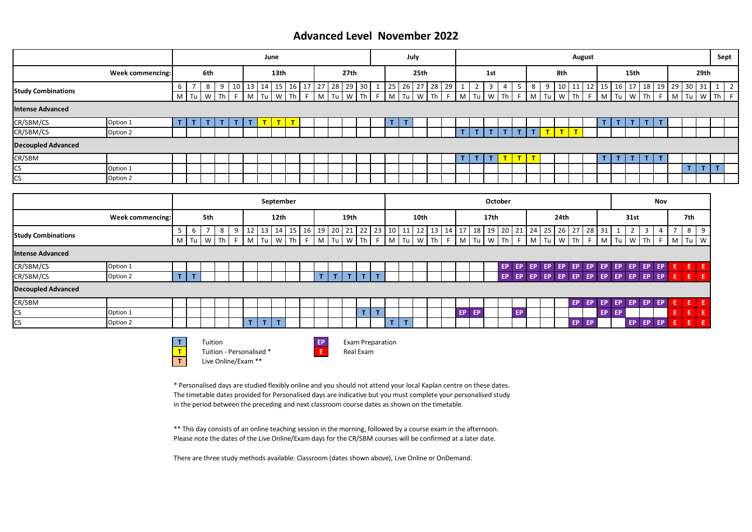# Advanced Level November 2022

| | | June | | | | | | | | | | | | | | July | | | | | | August | | | | | | | | | | | | | | | | | | Sept | |
|---|---|---|---|---|---|---|---|---|---|---|---|---|---|---|---|---|---|---|---|---|---|---|---|---|---|---|---|---|---|---|---|---|---|---|---|---|---|---|---|---|---|
| | **Week commencing:** | 6th | | | | | 13th | | | | | 27th | | | | | 25th | | | | | 1st | | | | | 8th | | | | | 15th | | | | | 29th | | | | |
| **Study Combinations** | | 6 | 7 | 8 | 9 | 10 | 13 | 14 | 15 | 16 | 17 | 27 | 28 | 29 | 30 | 1 | 25 | 26 | 27 | 28 | 29 | 1 | 2 | 3 | 4 | 5 | 8 | 9 | 10 | 11 | 12 | 15 | 16 | 17 | 18 | 19 | 29 | 30 | 31 | 1 | 2 |
| | | M | Tu | W | Th | F | M | Tu | W | Th | F | M | Tu | W | Th | F | M | Tu | W | Th | F | M | Tu | W | Th | F | M | Tu | W | Th | F | M | Tu | W | Th | F | M | Tu | W | Th | F |
| **Intense Advanced** | | | | | | | | | | | | | | | | | | | | | | | | | | | | | | | | | | | | | | | | | |
| CR/SBM/CS | Option 1 | T | T | T | T | T | T | T* | T* | T* | | | | | | | T | T | | | | | | | | | | | | | | T | T | T | T | T | | | | | |
| CR/SBM/CS | Option 2 | | | | | | | | | | | | | | | | | | | | | T | T | T | T | T | T | T* | T* | T* | | | | | | | | | | | |
| **Decoupled Advanced** | | | | | | | | | | | | | | | | | | | | | | | | | | | | | | | | | | | | | | | | | |
| CR/SBM | | | | | | | | | | | | | | | | | | | | | | T | T | T | T* | T* | T* | | | | | T | T | T | T | T | | | | | |
| CS | Option 1 | | | | | | | | | | | | | | | | | | | | | | | | | | | | | | | | | | | | | T | T | T | |
| CS | Option 2 | | | | | | | | | | | | | | | | | | | | | | | | | | | | | | | | | | | | | | | | |

| | | September | | | | | | | | | | | | | | | October | | | | | | | | | | | | | | | | Nov | | | | | | |
|---|---|---|---|---|---|---|---|---|---|---|---|---|---|---|---|---|---|---|---|---|---|---|---|---|---|---|---|---|---|---|---|---|---|---|---|---|---|---|---|
| | **Week commencing:** | 5th | | | | | 12th | | | | | 19th | | | | | 10th | | | | | 17th | | | | | 24th | | | | | 31st | | | | | 7th | | |
| **Study Combinations** | | 5 | 6 | 7 | 8 | 9 | 12 | 13 | 14 | 15 | 16 | 19 | 20 | 21 | 22 | 23 | 10 | 11 | 12 | 13 | 14 | 17 | 18 | 19 | 20 | 21 | 24 | 25 | 26 | 27 | 28 | 31 | 1 | 2 | 3 | 4 | 7 | 8 | 9 |
| | | M | Tu | W | Th | F | M | Tu | W | Th | F | M | Tu | W | Th | F | M | Tu | W | Th | F | M | Tu | W | Th | F | M | Tu | W | Th | F | M | Tu | W | Th | F | M | Tu | W |
| **Intense Advanced** | | | | | | | | | | | | | | | | | | | | | | | | | | | | | | | | | | | | | | | |
| CR/SBM/CS | Option 1 | | | | | | | | | | | | | | | | | | | | | | | | EP | EP | EP | EP | EP | EP | EP | EP | EP | EP | EP | EP | E | E | E |
| CR/SBM/CS | Option 2 | T | T | | | | | | | | | T | T | T | T | T | | | | | | | | | EP | EP | EP | EP | EP | EP | EP | EP | EP | EP | EP | EP | E | E | E |
| **Decoupled Advanced** | | | | | | | | | | | | | | | | | | | | | | | | | | | | | | | | | | | | | | | |
| CR/SBM | | | | | | | | | | | | | | | | | | | | | | | | | | | | | | EP | EP | EP | EP | EP | EP | EP | E | E | E |
| CS | Option 1 | | | | | | | | | | | | | | T | T | | | | | | EP | EP | | | EP | | | | | | EP | EP | | | | E | E | E |
| CS | Option 2 | | | | | | T | T | T | | | | | | | | T | T | | | | | | | | | | | | EP | EP | | | EP | EP | EP | E | E | E |

- **T** – Tuition
- **T** – Tuition - Personalised * (shown as T* above)
- **T** – Live Online/Exam **
- **EP** – Exam Preparation
- **E** – Real Exam

\* Personalised days are studied flexibly online and you should not attend your local Kaplan centre on these dates. The timetable dates provided for Personalised days are indicative but you must complete your personalised study in the period between the preceding and next classroom course dates as shown on the timetable.

\** This day consists of an online teaching session in the morning, followed by a course exam in the afternoon. Please note the dates of the Live Online/Exam days for the CR/SBM courses will be confirmed at a later date.

There are three study methods available: Classroom (dates shown above), Live Online or OnDemand.